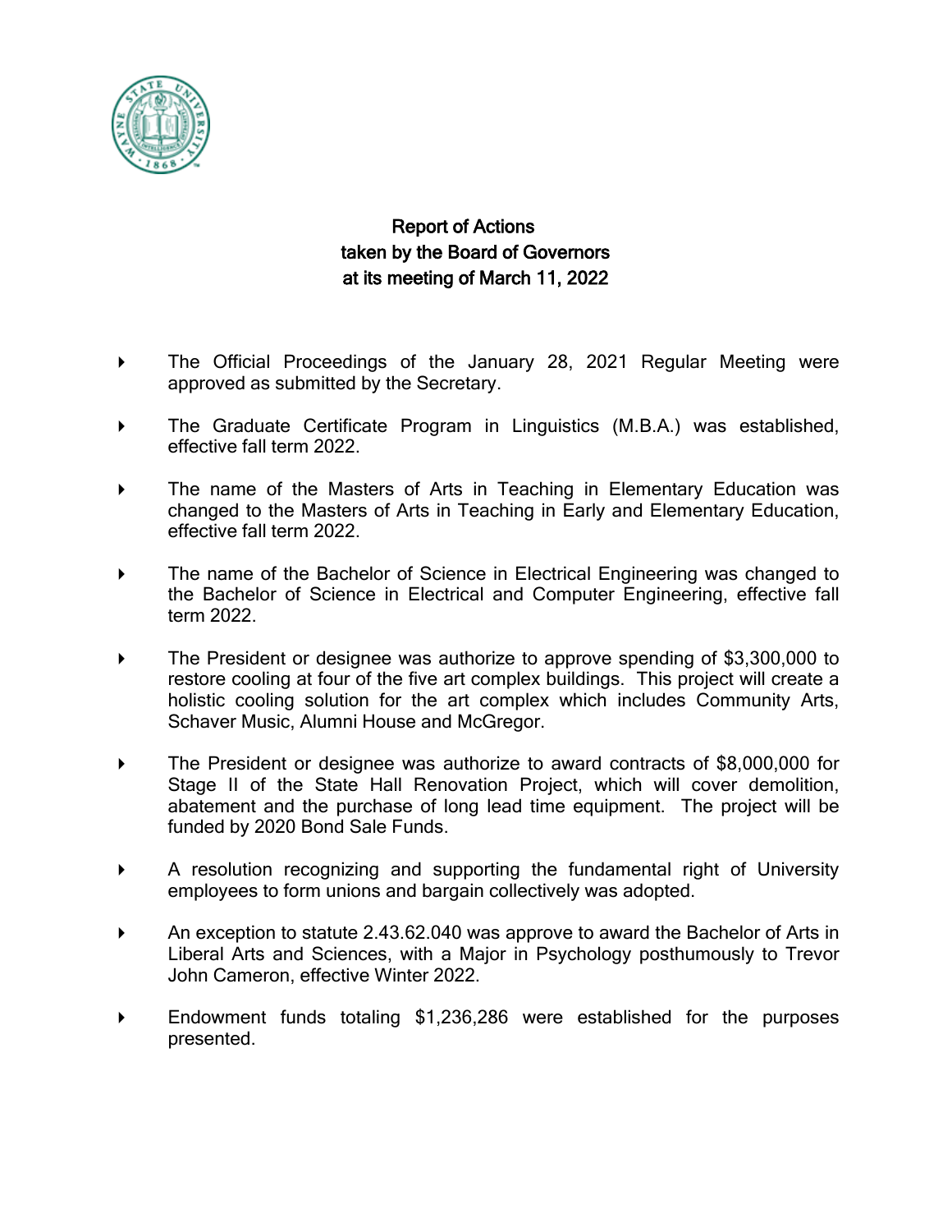# Report of Actions taken by the Board of Governors at its meeting of March 11, 2022

- The Official Proceedings of the January 28, 2021 Regular Meeting were approved as submitted by the Secretary.

- The Graduate Certificate Program in Linguistics (M.B.A.) was established, effective fall term 2022.

- The name of the Masters of Arts in Teaching in Elementary Education was changed to the Masters of Arts in Teaching in Early and Elementary Education, effective fall term 2022.

- The name of the Bachelor of Science in Electrical Engineering was changed to the Bachelor of Science in Electrical and Computer Engineering, effective fall term 2022.

- The President or designee was authorize to approve spending of $3,300,000 to restore cooling at four of the five art complex buildings. This project will create a holistic cooling solution for the art complex which includes Community Arts, Schaver Music, Alumni House and McGregor.

- The President or designee was authorize to award contracts of $8,000,000 for Stage II of the State Hall Renovation Project, which will cover demolition, abatement and the purchase of long lead time equipment. The project will be funded by 2020 Bond Sale Funds.

- A resolution recognizing and supporting the fundamental right of University employees to form unions and bargain collectively was adopted.

- An exception to statute 2.43.62.040 was approve to award the Bachelor of Arts in Liberal Arts and Sciences, with a Major in Psychology posthumously to Trevor John Cameron, effective Winter 2022.

- Endowment funds totaling $1,236,286 were established for the purposes presented.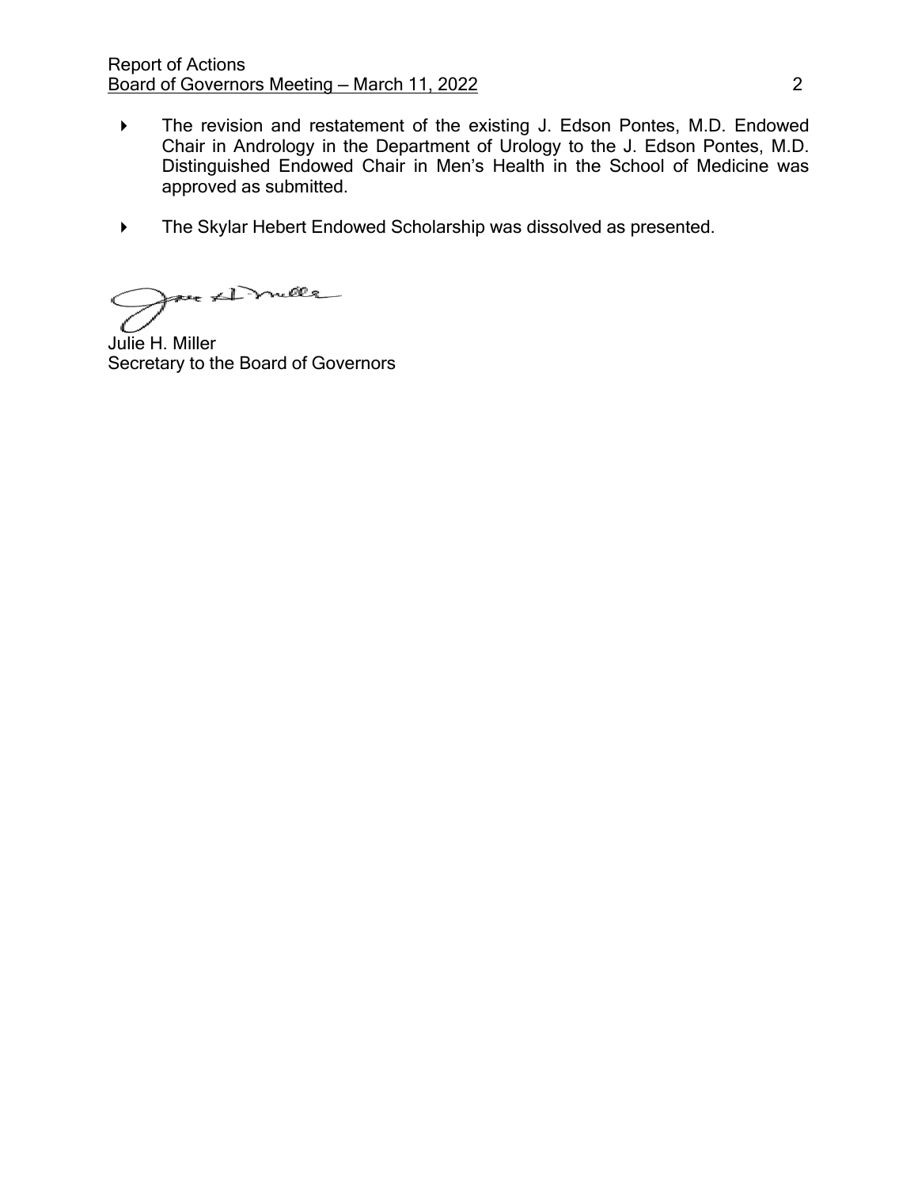- The revision and restatement of the existing J. Edson Pontes, M.D. Endowed Chair in Andrology in the Department of Urology to the J. Edson Pontes, M.D. Distinguished Endowed Chair in Men's Health in the School of Medicine was approved as submitted.

- The Skylar Hebert Endowed Scholarship was dissolved as presented.

Julie H. Miller
Secretary to the Board of Governors